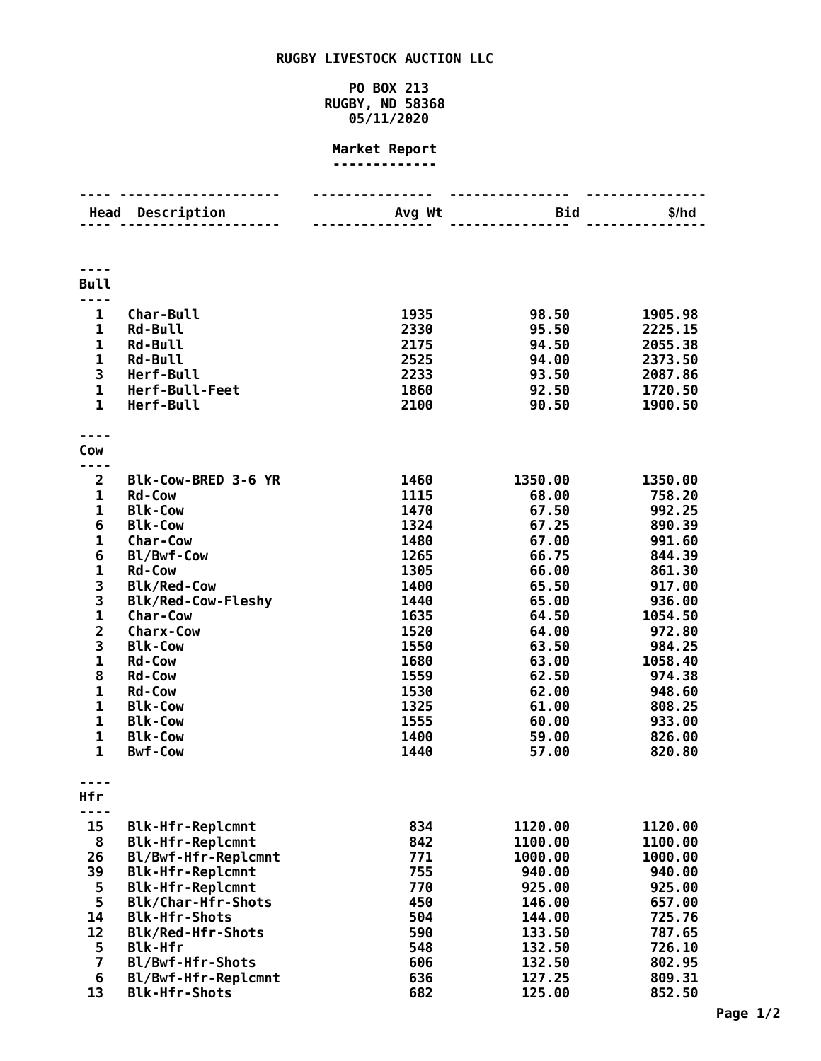# RUGBY LIVESTOCK AUCTION LLC

PO BOX 213
RUGBY, ND 58368
05/11/2020

## Market Report

| Head | Description | Avg Wt | Bid | $/hd |
|---|---|---|---|---|
| **Bull** | | | | |
| 1 | Char-Bull | 1935 | 98.50 | 1905.98 |
| 1 | Rd-Bull | 2330 | 95.50 | 2225.15 |
| 1 | Rd-Bull | 2175 | 94.50 | 2055.38 |
| 1 | Rd-Bull | 2525 | 94.00 | 2373.50 |
| 3 | Herf-Bull | 2233 | 93.50 | 2087.86 |
| 1 | Herf-Bull-Feet | 1860 | 92.50 | 1720.50 |
| 1 | Herf-Bull | 2100 | 90.50 | 1900.50 |
| **Cow** | | | | |
| 2 | Blk-Cow-BRED 3-6 YR | 1460 | 1350.00 | 1350.00 |
| 1 | Rd-Cow | 1115 | 68.00 | 758.20 |
| 1 | Blk-Cow | 1470 | 67.50 | 992.25 |
| 6 | Blk-Cow | 1324 | 67.25 | 890.39 |
| 1 | Char-Cow | 1480 | 67.00 | 991.60 |
| 6 | Bl/Bwf-Cow | 1265 | 66.75 | 844.39 |
| 1 | Rd-Cow | 1305 | 66.00 | 861.30 |
| 3 | Blk/Red-Cow | 1400 | 65.50 | 917.00 |
| 3 | Blk/Red-Cow-Fleshy | 1440 | 65.00 | 936.00 |
| 1 | Char-Cow | 1635 | 64.50 | 1054.50 |
| 2 | Charx-Cow | 1520 | 64.00 | 972.80 |
| 3 | Blk-Cow | 1550 | 63.50 | 984.25 |
| 1 | Rd-Cow | 1680 | 63.00 | 1058.40 |
| 8 | Rd-Cow | 1559 | 62.50 | 974.38 |
| 1 | Rd-Cow | 1530 | 62.00 | 948.60 |
| 1 | Blk-Cow | 1325 | 61.00 | 808.25 |
| 1 | Blk-Cow | 1555 | 60.00 | 933.00 |
| 1 | Blk-Cow | 1400 | 59.00 | 826.00 |
| 1 | Bwf-Cow | 1440 | 57.00 | 820.80 |
| **Hfr** | | | | |
| 15 | Blk-Hfr-Replcmnt | 834 | 1120.00 | 1120.00 |
| 8 | Blk-Hfr-Replcmnt | 842 | 1100.00 | 1100.00 |
| 26 | Bl/Bwf-Hfr-Replcmnt | 771 | 1000.00 | 1000.00 |
| 39 | Blk-Hfr-Replcmnt | 755 | 940.00 | 940.00 |
| 5 | Blk-Hfr-Replcmnt | 770 | 925.00 | 925.00 |
| 5 | Blk/Char-Hfr-Shots | 450 | 146.00 | 657.00 |
| 14 | Blk-Hfr-Shots | 504 | 144.00 | 725.76 |
| 12 | Blk/Red-Hfr-Shots | 590 | 133.50 | 787.65 |
| 5 | Blk-Hfr | 548 | 132.50 | 726.10 |
| 7 | Bl/Bwf-Hfr-Shots | 606 | 132.50 | 802.95 |
| 6 | Bl/Bwf-Hfr-Replcmnt | 636 | 127.25 | 809.31 |
| 13 | Blk-Hfr-Shots | 682 | 125.00 | 852.50 |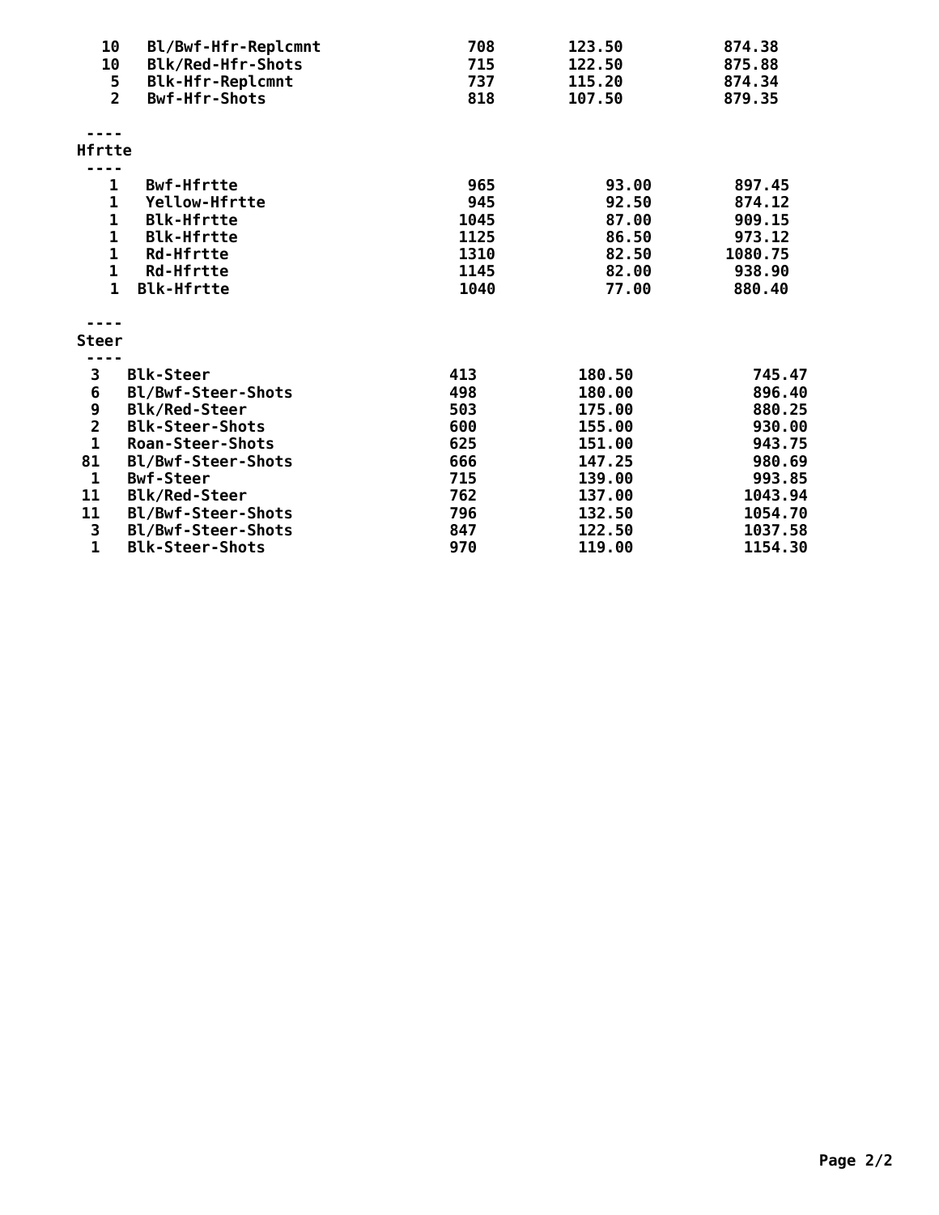| | | | | |
|---|---|---|---|---|
| 10 | Bl/Bwf-Hfr-Replcmnt | 708 | 123.50 | 874.38 |
| 10 | Blk/Red-Hfr-Shots | 715 | 122.50 | 875.88 |
| 5 | Blk-Hfr-Replcmnt | 737 | 115.20 | 874.34 |
| 2 | Bwf-Hfr-Shots | 818 | 107.50 | 879.35 |

----
Hfrtte
----

| | | | | |
|---|---|---|---|---|
| 1 | Bwf-Hfrtte | 965 | 93.00 | 897.45 |
| 1 | Yellow-Hfrtte | 945 | 92.50 | 874.12 |
| 1 | Blk-Hfrtte | 1045 | 87.00 | 909.15 |
| 1 | Blk-Hfrtte | 1125 | 86.50 | 973.12 |
| 1 | Rd-Hfrtte | 1310 | 82.50 | 1080.75 |
| 1 | Rd-Hfrtte | 1145 | 82.00 | 938.90 |
| 1 | Blk-Hfrtte | 1040 | 77.00 | 880.40 |

----
Steer
----

| | | | | |
|---|---|---|---|---|
| 3 | Blk-Steer | 413 | 180.50 | 745.47 |
| 6 | Bl/Bwf-Steer-Shots | 498 | 180.00 | 896.40 |
| 9 | Blk/Red-Steer | 503 | 175.00 | 880.25 |
| 2 | Blk-Steer-Shots | 600 | 155.00 | 930.00 |
| 1 | Roan-Steer-Shots | 625 | 151.00 | 943.75 |
| 81 | Bl/Bwf-Steer-Shots | 666 | 147.25 | 980.69 |
| 1 | Bwf-Steer | 715 | 139.00 | 993.85 |
| 11 | Blk/Red-Steer | 762 | 137.00 | 1043.94 |
| 11 | Bl/Bwf-Steer-Shots | 796 | 132.50 | 1054.70 |
| 3 | Bl/Bwf-Steer-Shots | 847 | 122.50 | 1037.58 |
| 1 | Blk-Steer-Shots | 970 | 119.00 | 1154.30 |